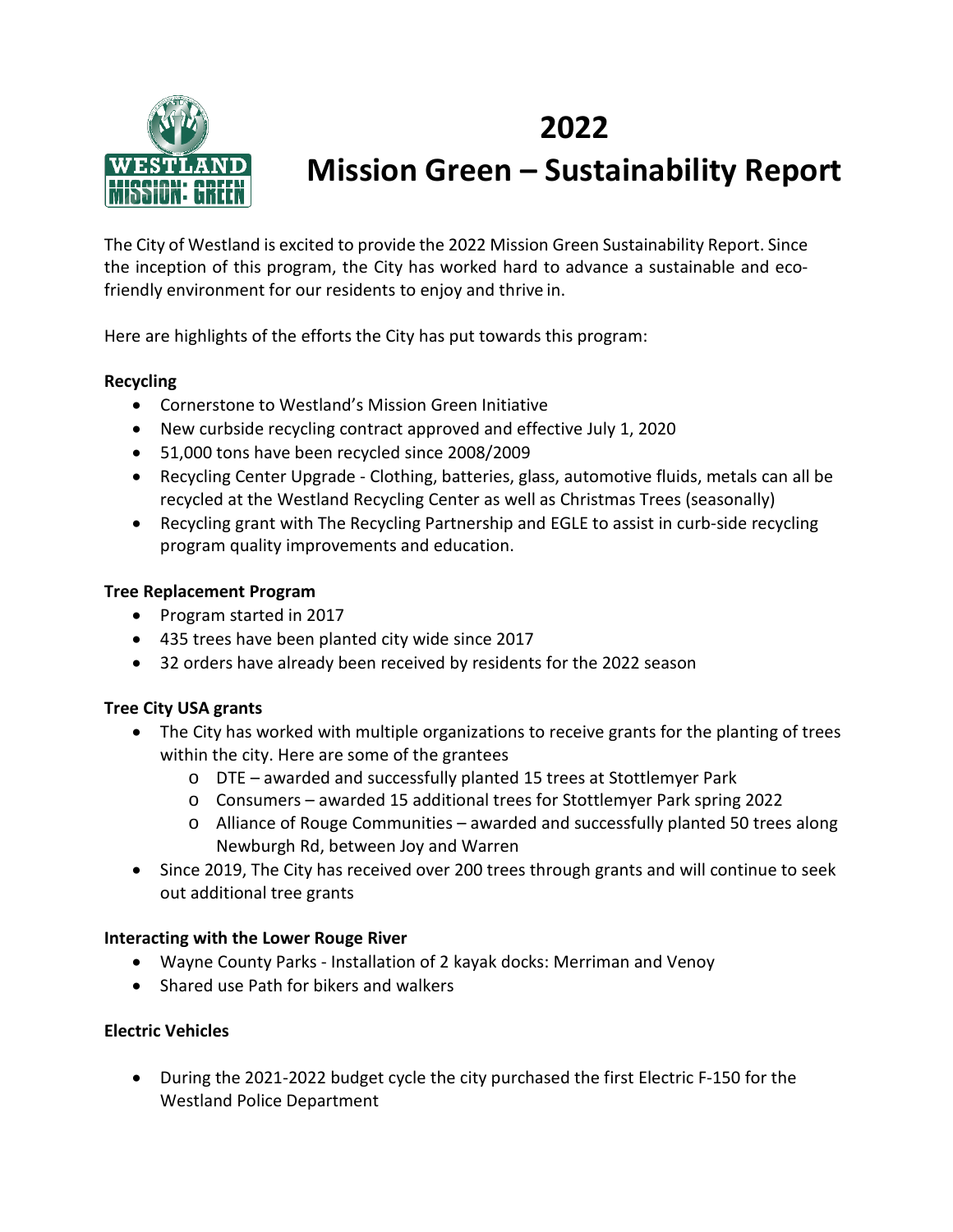# 2022
# Mission Green – Sustainability Report

The City of Westland is excited to provide the 2022 Mission Green Sustainability Report. Since the inception of this program, the City has worked hard to advance a sustainable and eco-friendly environment for our residents to enjoy and thrive in.

Here are highlights of the efforts the City has put towards this program:

**Recycling**

- Cornerstone to Westland's Mission Green Initiative
- New curbside recycling contract approved and effective July 1, 2020
- 51,000 tons have been recycled since 2008/2009
- Recycling Center Upgrade - Clothing, batteries, glass, automotive fluids, metals can all be recycled at the Westland Recycling Center as well as Christmas Trees (seasonally)
- Recycling grant with The Recycling Partnership and EGLE to assist in curb-side recycling program quality improvements and education.

**Tree Replacement Program**

- Program started in 2017
- 435 trees have been planted city wide since 2017
- 32 orders have already been received by residents for the 2022 season

**Tree City USA grants**

- The City has worked with multiple organizations to receive grants for the planting of trees within the city. Here are some of the grantees
  - DTE – awarded and successfully planted 15 trees at Stottlemyer Park
  - Consumers – awarded 15 additional trees for Stottlemyer Park spring 2022
  - Alliance of Rouge Communities – awarded and successfully planted 50 trees along Newburgh Rd, between Joy and Warren
- Since 2019, The City has received over 200 trees through grants and will continue to seek out additional tree grants

**Interacting with the Lower Rouge River**

- Wayne County Parks - Installation of 2 kayak docks: Merriman and Venoy
- Shared use Path for bikers and walkers

**Electric Vehicles**

- During the 2021-2022 budget cycle the city purchased the first Electric F-150 for the Westland Police Department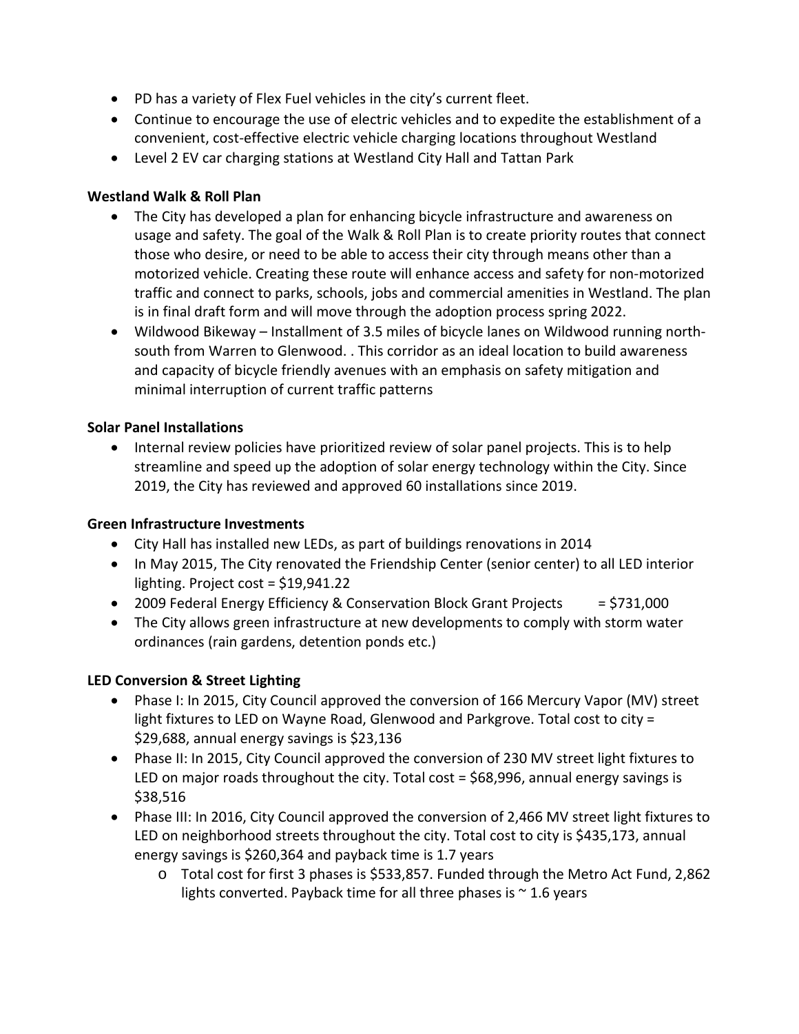- PD has a variety of Flex Fuel vehicles in the city's current fleet.
- Continue to encourage the use of electric vehicles and to expedite the establishment of a convenient, cost-effective electric vehicle charging locations throughout Westland
- Level 2 EV car charging stations at Westland City Hall and Tattan Park

**Westland Walk & Roll Plan**

- The City has developed a plan for enhancing bicycle infrastructure and awareness on usage and safety. The goal of the Walk & Roll Plan is to create priority routes that connect those who desire, or need to be able to access their city through means other than a motorized vehicle. Creating these route will enhance access and safety for non-motorized traffic and connect to parks, schools, jobs and commercial amenities in Westland. The plan is in final draft form and will move through the adoption process spring 2022.
- Wildwood Bikeway – Installment of 3.5 miles of bicycle lanes on Wildwood running north-south from Warren to Glenwood. . This corridor as an ideal location to build awareness and capacity of bicycle friendly avenues with an emphasis on safety mitigation and minimal interruption of current traffic patterns

**Solar Panel Installations**

- Internal review policies have prioritized review of solar panel projects. This is to help streamline and speed up the adoption of solar energy technology within the City. Since 2019, the City has reviewed and approved 60 installations since 2019.

**Green Infrastructure Investments**

- City Hall has installed new LEDs, as part of buildings renovations in 2014
- In May 2015, The City renovated the Friendship Center (senior center) to all LED interior lighting. Project cost = $19,941.22
- 2009 Federal Energy Efficiency & Conservation Block Grant Projects = $731,000
- The City allows green infrastructure at new developments to comply with storm water ordinances (rain gardens, detention ponds etc.)

**LED Conversion & Street Lighting**

- Phase I: In 2015, City Council approved the conversion of 166 Mercury Vapor (MV) street light fixtures to LED on Wayne Road, Glenwood and Parkgrove. Total cost to city = $29,688, annual energy savings is $23,136
- Phase II: In 2015, City Council approved the conversion of 230 MV street light fixtures to LED on major roads throughout the city. Total cost = $68,996, annual energy savings is $38,516
- Phase III: In 2016, City Council approved the conversion of 2,466 MV street light fixtures to LED on neighborhood streets throughout the city. Total cost to city is $435,173, annual energy savings is $260,364 and payback time is 1.7 years
  - Total cost for first 3 phases is $533,857. Funded through the Metro Act Fund, 2,862 lights converted. Payback time for all three phases is ~ 1.6 years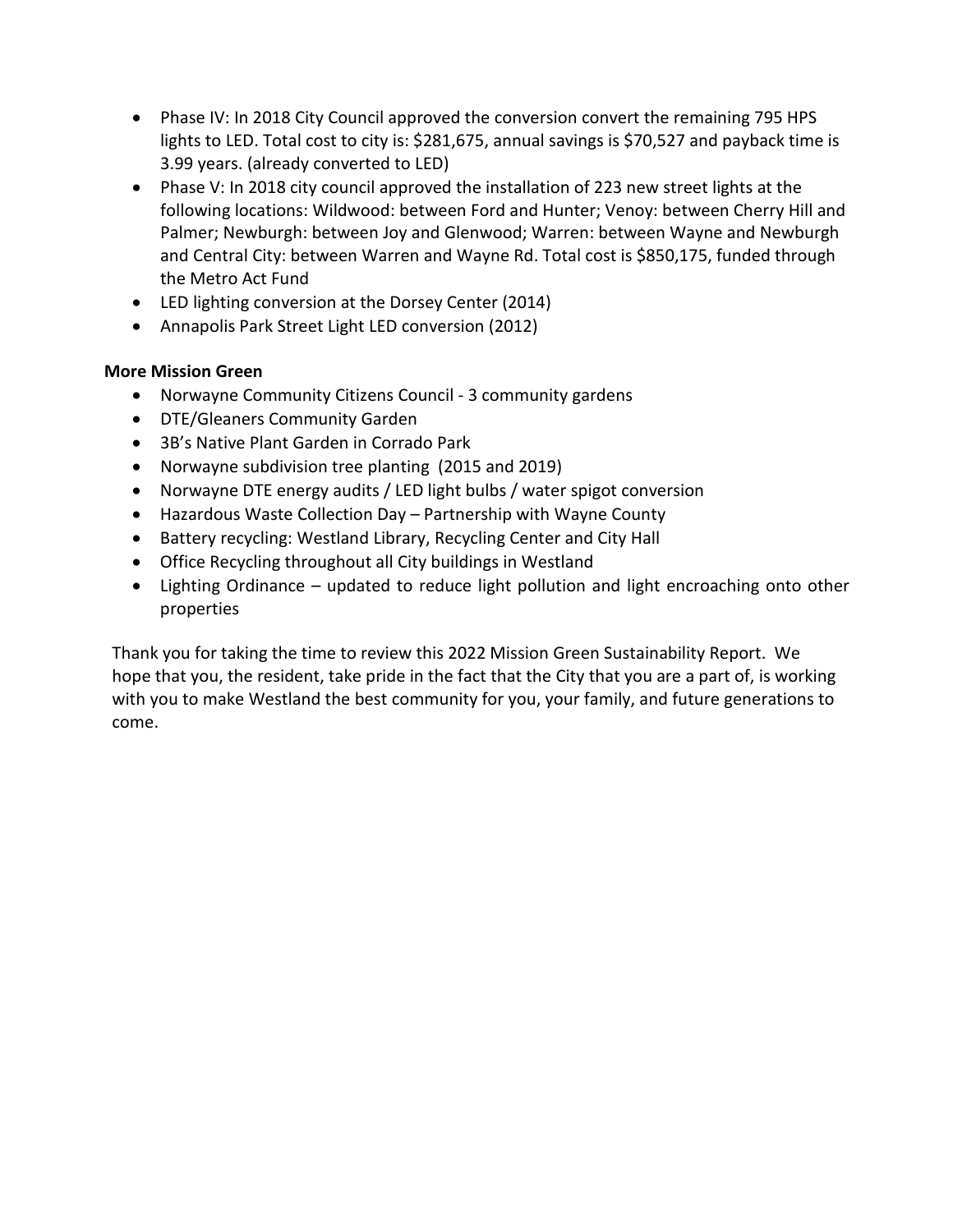- Phase IV: In 2018 City Council approved the conversion convert the remaining 795 HPS lights to LED. Total cost to city is: $281,675, annual savings is $70,527 and payback time is 3.99 years. (already converted to LED)
- Phase V: In 2018 city council approved the installation of 223 new street lights at the following locations: Wildwood: between Ford and Hunter; Venoy: between Cherry Hill and Palmer; Newburgh: between Joy and Glenwood; Warren: between Wayne and Newburgh and Central City: between Warren and Wayne Rd. Total cost is $850,175, funded through the Metro Act Fund
- LED lighting conversion at the Dorsey Center (2014)
- Annapolis Park Street Light LED conversion (2012)

**More Mission Green**

- Norwayne Community Citizens Council - 3 community gardens
- DTE/Gleaners Community Garden
- 3B's Native Plant Garden in Corrado Park
- Norwayne subdivision tree planting (2015 and 2019)
- Norwayne DTE energy audits / LED light bulbs / water spigot conversion
- Hazardous Waste Collection Day – Partnership with Wayne County
- Battery recycling: Westland Library, Recycling Center and City Hall
- Office Recycling throughout all City buildings in Westland
- Lighting Ordinance – updated to reduce light pollution and light encroaching onto other properties

Thank you for taking the time to review this 2022 Mission Green Sustainability Report. We hope that you, the resident, take pride in the fact that the City that you are a part of, is working with you to make Westland the best community for you, your family, and future generations to come.